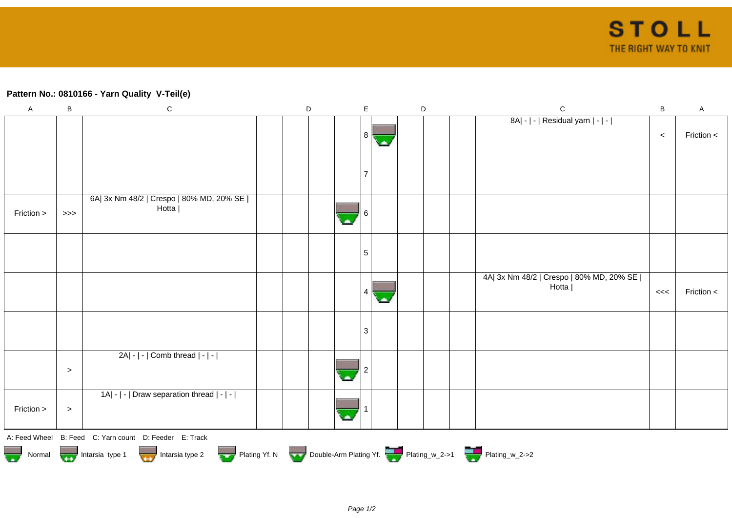**Pattern No.: 0810166 - Yarn Quality V-Teil(e)**

| A | B | C | D | D | D | D | E | D | D | D | D | C | B | A |
|---|---|---|---|---|---|---|---|---|---|---|---|---|---|---|
| | | | | | | | 8 | | | | | 8A\| - \| - \| Residual yarn \| - \| - \| | < | Friction < |
| | | | | | | | 7 | | | | | | | |
| Friction > | >>> | 6A\| 3x Nm 48/2 \| Crespo \| 80% MD, 20% SE \| Hotta \| | | | | | 6 | | | | | | | |
| | | | | | | | 5 | | | | | | | |
| | | | | | | | 4 | | | | | 4A\| 3x Nm 48/2 \| Crespo \| 80% MD, 20% SE \| Hotta \| | <<< | Friction < |
| | | | | | | | 3 | | | | | | | |
| | > | 2A\| - \| - \| Comb thread \| - \| - \| | | | | | 2 | | | | | | | |
| Friction > | > | 1A\| - \| - \| Draw separation thread \| - \| - \| | | | | | 1 | | | | | | | |

A: Feed Wheel B: Feed C: Yarn count D: Feeder E: Track

Normal Intarsia type 1 Intarsia type 2 Plating Yf. N Double-Arm Plating Yf. Plating_w_2->1 Plating_w_2->2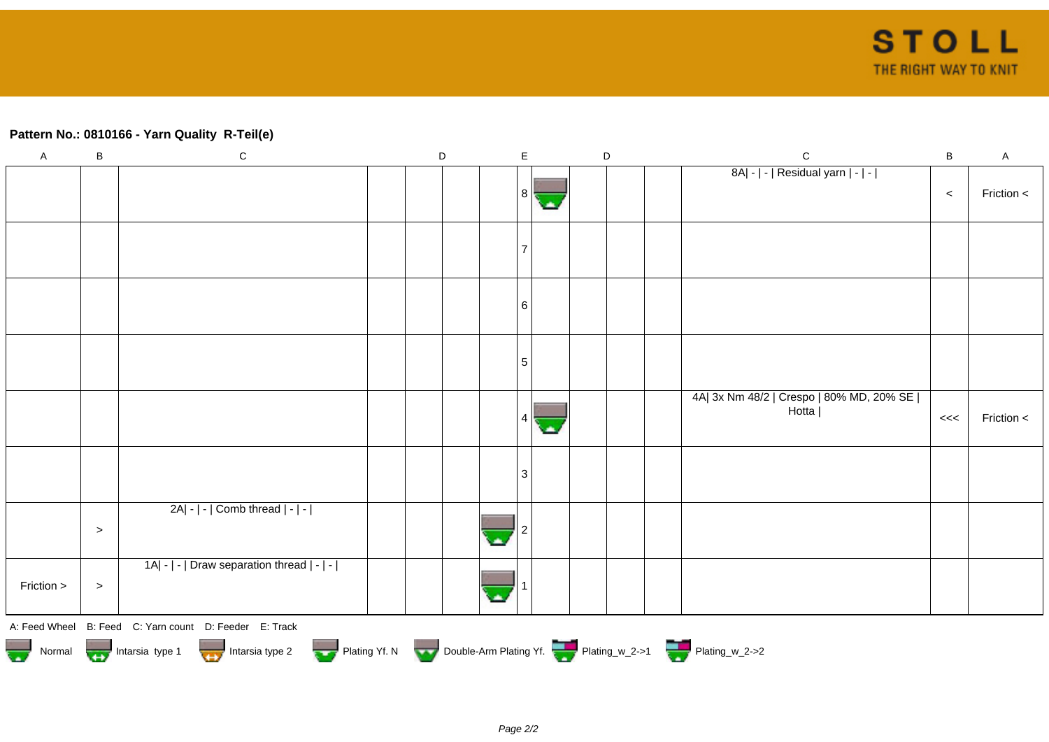**Pattern No.: 0810166 - Yarn Quality  R-Teil(e)**

| A | B | C | D | D | D | | E | | D | D | D | C | B | A |
|---|---|---|---|---|---|---|---|---|---|---|---|---|---|---|
| | | | | | | | 8 | | | | | 8A\| - \| - \| Residual yarn \| - \| - \| | < | Friction < |
| | | | | | | | 7 | | | | | | | |
| | | | | | | | 6 | | | | | | | |
| | | | | | | | 5 | | | | | | | |
| | | | | | | | 4 | | | | | 4A\| 3x Nm 48/2 \| Crespo \| 80% MD, 20% SE \| Hotta \| | <<< | Friction < |
| | | | | | | | 3 | | | | | | | |
| | > | 2A\| - \| - \| Comb thread \| - \| - \| | | | | | 2 | | | | | | | |
| Friction > | > | 1A\| - \| - \| Draw separation thread \| - \| - \| | | | | | 1 | | | | | | | |

A: Feed Wheel   B: Feed   C: Yarn count   D: Feeder   E: Track

Normal   Intarsia type 1   Intarsia type 2   Plating Yf. N   Double-Arm Plating Yf.   Plating_w_2->1   Plating_w_2->2